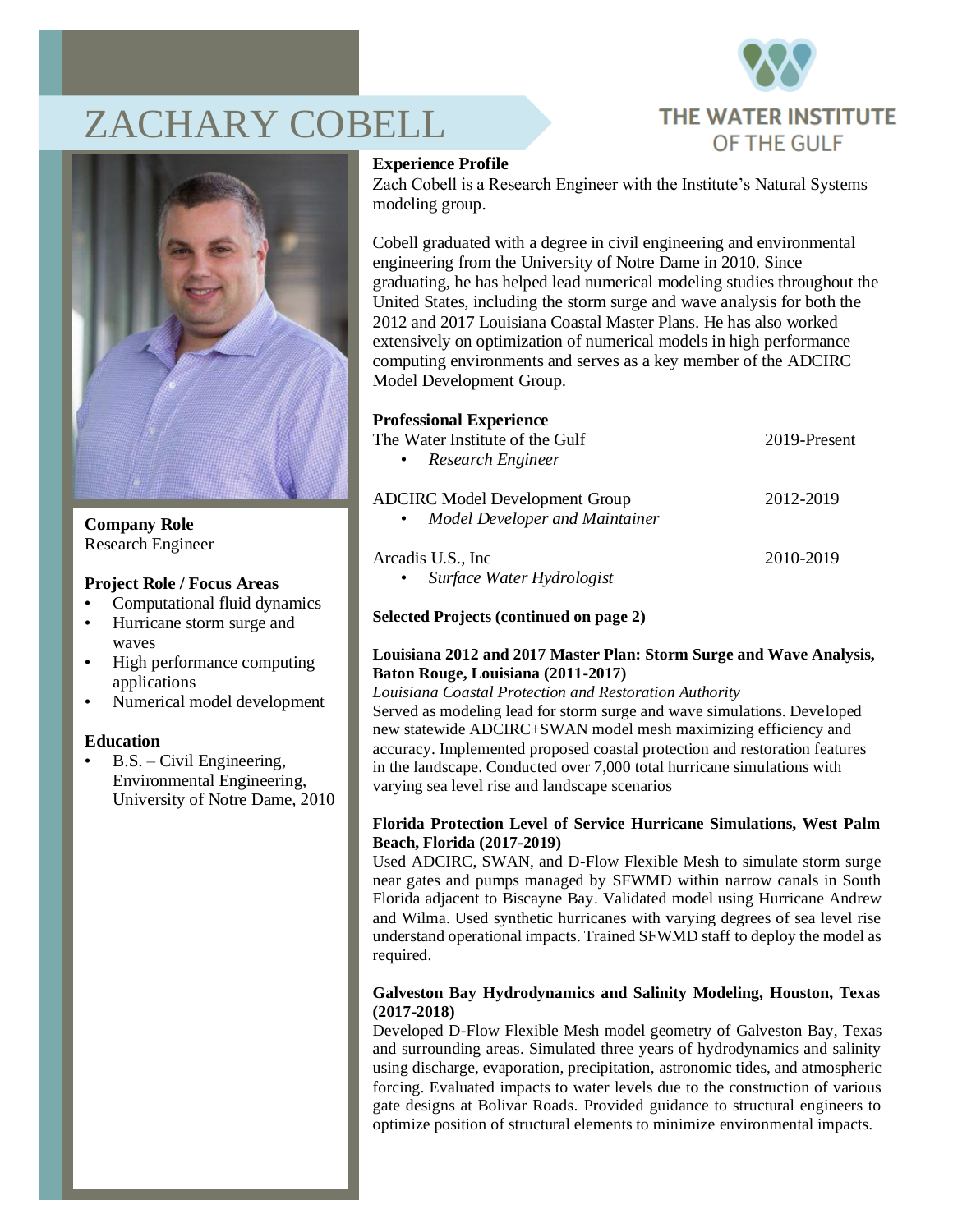# ZACHARY COBELL

THE WATER INSTITUTE OF THE GULF

**Company Role**
Research Engineer

**Project Role / Focus Areas**

- Computational fluid dynamics
- Hurricane storm surge and waves
- High performance computing applications
- Numerical model development

**Education**

- B.S. – Civil Engineering, Environmental Engineering, University of Notre Dame, 2010

## Experience Profile

Zach Cobell is a Research Engineer with the Institute's Natural Systems modeling group.

Cobell graduated with a degree in civil engineering and environmental engineering from the University of Notre Dame in 2010. Since graduating, he has helped lead numerical modeling studies throughout the United States, including the storm surge and wave analysis for both the 2012 and 2017 Louisiana Coastal Master Plans. He has also worked extensively on optimization of numerical models in high performance computing environments and serves as a key member of the ADCIRC Model Development Group.

## Professional Experience

The Water Institute of the Gulf — 2019-Present

- *Research Engineer*

ADCIRC Model Development Group — 2012-2019

- *Model Developer and Maintainer*

Arcadis U.S., Inc — 2010-2019

- *Surface Water Hydrologist*

## Selected Projects (continued on page 2)

**Louisiana 2012 and 2017 Master Plan: Storm Surge and Wave Analysis, Baton Rouge, Louisiana (2011-2017)**
*Louisiana Coastal Protection and Restoration Authority*
Served as modeling lead for storm surge and wave simulations. Developed new statewide ADCIRC+SWAN model mesh maximizing efficiency and accuracy. Implemented proposed coastal protection and restoration features in the landscape. Conducted over 7,000 total hurricane simulations with varying sea level rise and landscape scenarios

**Florida Protection Level of Service Hurricane Simulations, West Palm Beach, Florida (2017-2019)**
Used ADCIRC, SWAN, and D-Flow Flexible Mesh to simulate storm surge near gates and pumps managed by SFWMD within narrow canals in South Florida adjacent to Biscayne Bay. Validated model using Hurricane Andrew and Wilma. Used synthetic hurricanes with varying degrees of sea level rise understand operational impacts. Trained SFWMD staff to deploy the model as required.

**Galveston Bay Hydrodynamics and Salinity Modeling, Houston, Texas (2017-2018)**
Developed D-Flow Flexible Mesh model geometry of Galveston Bay, Texas and surrounding areas. Simulated three years of hydrodynamics and salinity using discharge, evaporation, precipitation, astronomic tides, and atmospheric forcing. Evaluated impacts to water levels due to the construction of various gate designs at Bolivar Roads. Provided guidance to structural engineers to optimize position of structural elements to minimize environmental impacts.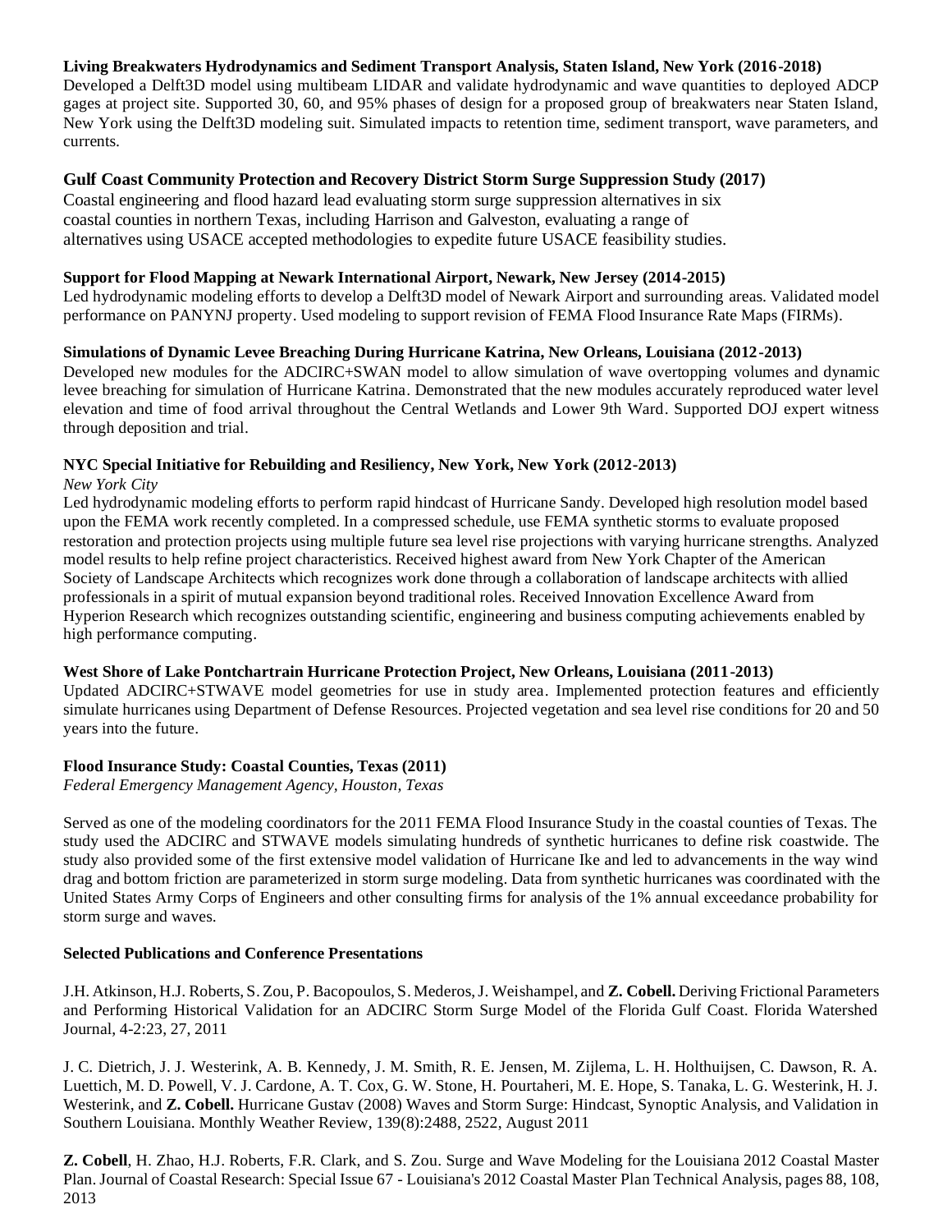**Living Breakwaters Hydrodynamics and Sediment Transport Analysis, Staten Island, New York (2016-2018)**
Developed a Delft3D model using multibeam LIDAR and validate hydrodynamic and wave quantities to deployed ADCP gages at project site. Supported 30, 60, and 95% phases of design for a proposed group of breakwaters near Staten Island, New York using the Delft3D modeling suit. Simulated impacts to retention time, sediment transport, wave parameters, and currents.

**Gulf Coast Community Protection and Recovery District Storm Surge Suppression Study (2017)**
Coastal engineering and flood hazard lead evaluating storm surge suppression alternatives in six coastal counties in northern Texas, including Harrison and Galveston, evaluating a range of alternatives using USACE accepted methodologies to expedite future USACE feasibility studies.

**Support for Flood Mapping at Newark International Airport, Newark, New Jersey (2014-2015)**
Led hydrodynamic modeling efforts to develop a Delft3D model of Newark Airport and surrounding areas. Validated model performance on PANYNJ property. Used modeling to support revision of FEMA Flood Insurance Rate Maps (FIRMs).

**Simulations of Dynamic Levee Breaching During Hurricane Katrina, New Orleans, Louisiana (2012-2013)**
Developed new modules for the ADCIRC+SWAN model to allow simulation of wave overtopping volumes and dynamic levee breaching for simulation of Hurricane Katrina. Demonstrated that the new modules accurately reproduced water level elevation and time of food arrival throughout the Central Wetlands and Lower 9th Ward. Supported DOJ expert witness through deposition and trial.

**NYC Special Initiative for Rebuilding and Resiliency, New York, New York (2012-2013)**
*New York City*
Led hydrodynamic modeling efforts to perform rapid hindcast of Hurricane Sandy. Developed high resolution model based upon the FEMA work recently completed. In a compressed schedule, use FEMA synthetic storms to evaluate proposed restoration and protection projects using multiple future sea level rise projections with varying hurricane strengths. Analyzed model results to help refine project characteristics. Received highest award from New York Chapter of the American Society of Landscape Architects which recognizes work done through a collaboration of landscape architects with allied professionals in a spirit of mutual expansion beyond traditional roles. Received Innovation Excellence Award from Hyperion Research which recognizes outstanding scientific, engineering and business computing achievements enabled by high performance computing.

**West Shore of Lake Pontchartrain Hurricane Protection Project, New Orleans, Louisiana (2011-2013)**
Updated ADCIRC+STWAVE model geometries for use in study area. Implemented protection features and efficiently simulate hurricanes using Department of Defense Resources. Projected vegetation and sea level rise conditions for 20 and 50 years into the future.

**Flood Insurance Study: Coastal Counties, Texas (2011)**
*Federal Emergency Management Agency, Houston, Texas*

Served as one of the modeling coordinators for the 2011 FEMA Flood Insurance Study in the coastal counties of Texas. The study used the ADCIRC and STWAVE models simulating hundreds of synthetic hurricanes to define risk coastwide. The study also provided some of the first extensive model validation of Hurricane Ike and led to advancements in the way wind drag and bottom friction are parameterized in storm surge modeling. Data from synthetic hurricanes was coordinated with the United States Army Corps of Engineers and other consulting firms for analysis of the 1% annual exceedance probability for storm surge and waves.

**Selected Publications and Conference Presentations**

J.H. Atkinson, H.J. Roberts, S. Zou, P. Bacopoulos, S. Mederos, J. Weishampel, and **Z. Cobell.** Deriving Frictional Parameters and Performing Historical Validation for an ADCIRC Storm Surge Model of the Florida Gulf Coast. Florida Watershed Journal, 4-2:23, 27, 2011

J. C. Dietrich, J. J. Westerink, A. B. Kennedy, J. M. Smith, R. E. Jensen, M. Zijlema, L. H. Holthuijsen, C. Dawson, R. A. Luettich, M. D. Powell, V. J. Cardone, A. T. Cox, G. W. Stone, H. Pourtaheri, M. E. Hope, S. Tanaka, L. G. Westerink, H. J. Westerink, and **Z. Cobell.** Hurricane Gustav (2008) Waves and Storm Surge: Hindcast, Synoptic Analysis, and Validation in Southern Louisiana. Monthly Weather Review, 139(8):2488, 2522, August 2011

**Z. Cobell**, H. Zhao, H.J. Roberts, F.R. Clark, and S. Zou. Surge and Wave Modeling for the Louisiana 2012 Coastal Master Plan. Journal of Coastal Research: Special Issue 67 - Louisiana's 2012 Coastal Master Plan Technical Analysis, pages 88, 108, 2013